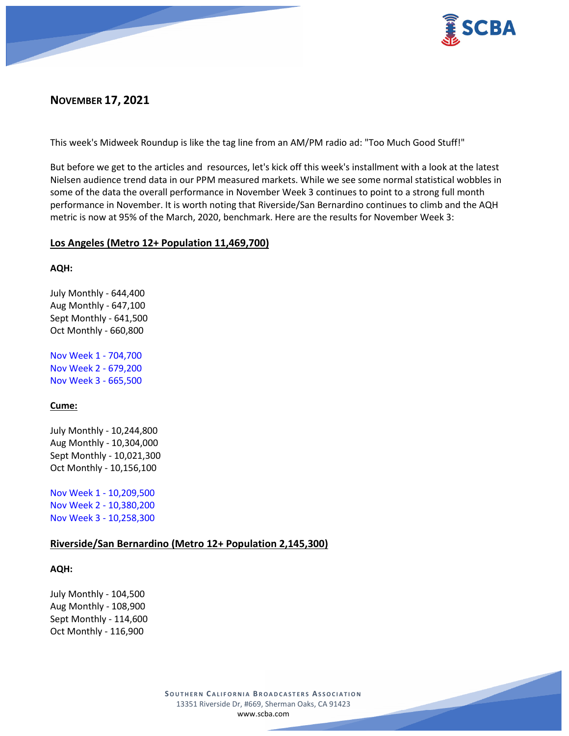## NOVEMBER 17, 2021

This week's Midweek Roundup is like the tag line from an AM/PM radio ad: "Too Much Good Stuff!"

But before we get to the articles and resources, let's kick off this week's installment with a look at the latest Nielsen audience trend data in our PPM measured markets. While we see some normal statistical wobbles in some of the data the overall performance in November Week 3 continues to point to a strong full month performance in November. It is worth noting that Riverside/San Bernardino continues to climb and the AQH metric is now at 95% of the March, 2020, benchmark. Here are the results for November Week 3:

### Los Angeles (Metro 12+ Population 11,469,700)

**AQH:**

July Monthly - 644,400
Aug Monthly - 647,100
Sept Monthly - 641,500
Oct Monthly - 660,800

Nov Week 1 - 704,700
Nov Week 2 - 679,200
Nov Week 3 - 665,500

**Cume:**

July Monthly - 10,244,800
Aug Monthly - 10,304,000
Sept Monthly - 10,021,300
Oct Monthly - 10,156,100

Nov Week 1 - 10,209,500
Nov Week 2 - 10,380,200
Nov Week 3 - 10,258,300

### Riverside/San Bernardino (Metro 12+ Population 2,145,300)

**AQH:**

July Monthly - 104,500
Aug Monthly - 108,900
Sept Monthly - 114,600
Oct Monthly - 116,900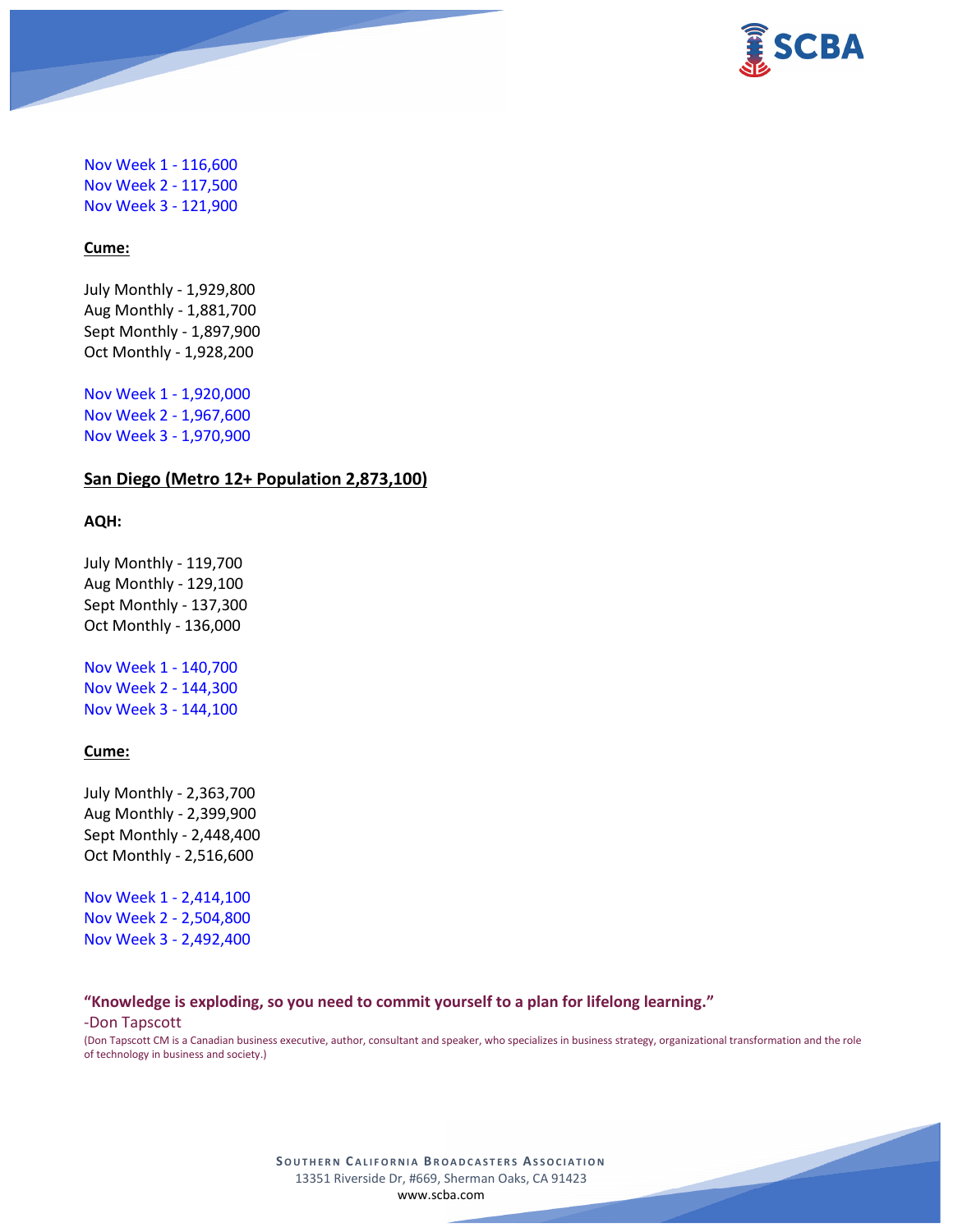Nov Week 1 - 116,600
Nov Week 2 - 117,500
Nov Week 3 - 121,900

**Cume:**

July Monthly - 1,929,800
Aug Monthly - 1,881,700
Sept Monthly - 1,897,900
Oct Monthly - 1,928,200

Nov Week 1 - 1,920,000
Nov Week 2 - 1,967,600
Nov Week 3 - 1,970,900

**San Diego (Metro 12+ Population 2,873,100)**

**AQH:**

July Monthly - 119,700
Aug Monthly - 129,100
Sept Monthly - 137,300
Oct Monthly - 136,000

Nov Week 1 - 140,700
Nov Week 2 - 144,300
Nov Week 3 - 144,100

**Cume:**

July Monthly - 2,363,700
Aug Monthly - 2,399,900
Sept Monthly - 2,448,400
Oct Monthly - 2,516,600

Nov Week 1 - 2,414,100
Nov Week 2 - 2,504,800
Nov Week 3 - 2,492,400

**"Knowledge is exploding, so you need to commit yourself to a plan for lifelong learning."**

-Don Tapscott

(Don Tapscott CM is a Canadian business executive, author, consultant and speaker, who specializes in business strategy, organizational transformation and the role of technology in business and society.)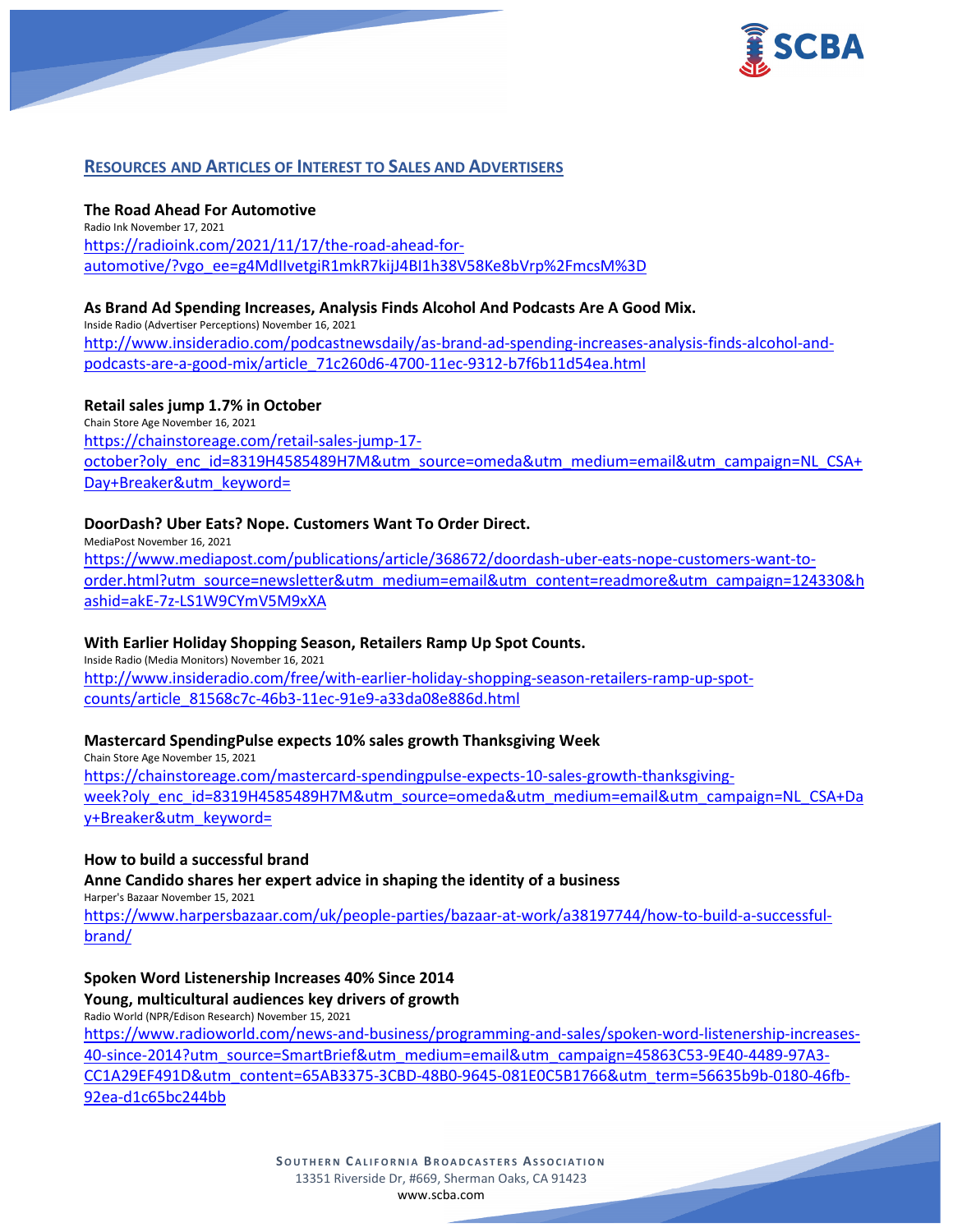## RESOURCES AND ARTICLES OF INTEREST TO SALES AND ADVERTISERS

**The Road Ahead For Automotive**
Radio Ink November 17, 2021
https://radioink.com/2021/11/17/the-road-ahead-for-automotive/?vgo_ee=g4MdIlvetgiR1mkR7kijJ4BI1h38V58Ke8bVrp%2FmcsM%3D

**As Brand Ad Spending Increases, Analysis Finds Alcohol And Podcasts Are A Good Mix.**
Inside Radio (Advertiser Perceptions) November 16, 2021
http://www.insideradio.com/podcastnewsdaily/as-brand-ad-spending-increases-analysis-finds-alcohol-and-podcasts-are-a-good-mix/article_71c260d6-4700-11ec-9312-b7f6b11d54ea.html

**Retail sales jump 1.7% in October**
Chain Store Age November 16, 2021
https://chainstoreage.com/retail-sales-jump-17-october?oly_enc_id=8319H4585489H7M&utm_source=omeda&utm_medium=email&utm_campaign=NL_CSA+Day+Breaker&utm_keyword=

**DoorDash? Uber Eats? Nope. Customers Want To Order Direct.**
MediaPost November 16, 2021
https://www.mediapost.com/publications/article/368672/doordash-uber-eats-nope-customers-want-to-order.html?utm_source=newsletter&utm_medium=email&utm_content=readmore&utm_campaign=124330&hashid=akE-7z-LS1W9CYmV5M9xXA

**With Earlier Holiday Shopping Season, Retailers Ramp Up Spot Counts.**
Inside Radio (Media Monitors) November 16, 2021
http://www.insideradio.com/free/with-earlier-holiday-shopping-season-retailers-ramp-up-spot-counts/article_81568c7c-46b3-11ec-91e9-a33da08e886d.html

**Mastercard SpendingPulse expects 10% sales growth Thanksgiving Week**
Chain Store Age November 15, 2021
https://chainstoreage.com/mastercard-spendingpulse-expects-10-sales-growth-thanksgiving-week?oly_enc_id=8319H4585489H7M&utm_source=omeda&utm_medium=email&utm_campaign=NL_CSA+Day+Breaker&utm_keyword=

**How to build a successful brand**
**Anne Candido shares her expert advice in shaping the identity of a business**
Harper's Bazaar November 15, 2021
https://www.harpersbazaar.com/uk/people-parties/bazaar-at-work/a38197744/how-to-build-a-successful-brand/

**Spoken Word Listenership Increases 40% Since 2014**
**Young, multicultural audiences key drivers of growth**
Radio World (NPR/Edison Research) November 15, 2021
https://www.radioworld.com/news-and-business/programming-and-sales/spoken-word-listenership-increases-40-since-2014?utm_source=SmartBrief&utm_medium=email&utm_campaign=45863C53-9E40-4489-97A3-CC1A29EF491D&utm_content=65AB3375-3CBD-48B0-9645-081E0C5B1766&utm_term=56635b9b-0180-46fb-92ea-d1c65bc244bb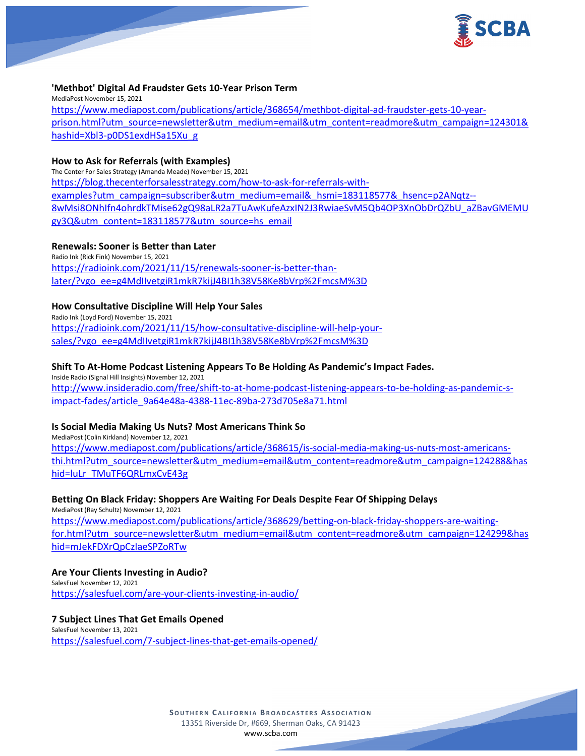**'Methbot' Digital Ad Fraudster Gets 10-Year Prison Term**
MediaPost November 15, 2021
https://www.mediapost.com/publications/article/368654/methbot-digital-ad-fraudster-gets-10-year-prison.html?utm_source=newsletter&utm_medium=email&utm_content=readmore&utm_campaign=124301&hashid=Xbl3-p0DS1exdHSa15Xu_g

**How to Ask for Referrals (with Examples)**
The Center For Sales Strategy (Amanda Meade) November 15, 2021
https://blog.thecenterforsalesstrategy.com/how-to-ask-for-referrals-with-examples?utm_campaign=subscriber&utm_medium=email&_hsmi=183118577&_hsenc=p2ANqtz--8wMsi8ONhlfn4ohrdkTMise62gQ98aLR2a7TuAwKufeAzxIN2J3RwiaeSvM5Qb4OP3XnObDrQZbU_aZBavGMEMUgy3Q&utm_content=183118577&utm_source=hs_email

**Renewals: Sooner is Better than Later**
Radio Ink (Rick Fink) November 15, 2021
https://radioink.com/2021/11/15/renewals-sooner-is-better-than-later/?vgo_ee=g4MdIlvetgiR1mkR7kijJ4BI1h38V58Ke8bVrp%2FmcsM%3D

**How Consultative Discipline Will Help Your Sales**
Radio Ink (Loyd Ford) November 15, 2021
https://radioink.com/2021/11/15/how-consultative-discipline-will-help-your-sales/?vgo_ee=g4MdIlvetgiR1mkR7kijJ4BI1h38V58Ke8bVrp%2FmcsM%3D

**Shift To At-Home Podcast Listening Appears To Be Holding As Pandemic's Impact Fades.**
Inside Radio (Signal Hill Insights) November 12, 2021
http://www.insideradio.com/free/shift-to-at-home-podcast-listening-appears-to-be-holding-as-pandemic-s-impact-fades/article_9a64e48a-4388-11ec-89ba-273d705e8a71.html

**Is Social Media Making Us Nuts? Most Americans Think So**
MediaPost (Colin Kirkland) November 12, 2021
https://www.mediapost.com/publications/article/368615/is-social-media-making-us-nuts-most-americans-thi.html?utm_source=newsletter&utm_medium=email&utm_content=readmore&utm_campaign=124288&hashid=luLr_TMuTF6QRLmxCvE43g

**Betting On Black Friday: Shoppers Are Waiting For Deals Despite Fear Of Shipping Delays**
MediaPost (Ray Schultz) November 12, 2021
https://www.mediapost.com/publications/article/368629/betting-on-black-friday-shoppers-are-waiting-for.html?utm_source=newsletter&utm_medium=email&utm_content=readmore&utm_campaign=124299&hashid=mJekFDXrQpCzIaeSPZoRTw

**Are Your Clients Investing in Audio?**
SalesFuel November 12, 2021
https://salesfuel.com/are-your-clients-investing-in-audio/

**7 Subject Lines That Get Emails Opened**
SalesFuel November 13, 2021
https://salesfuel.com/7-subject-lines-that-get-emails-opened/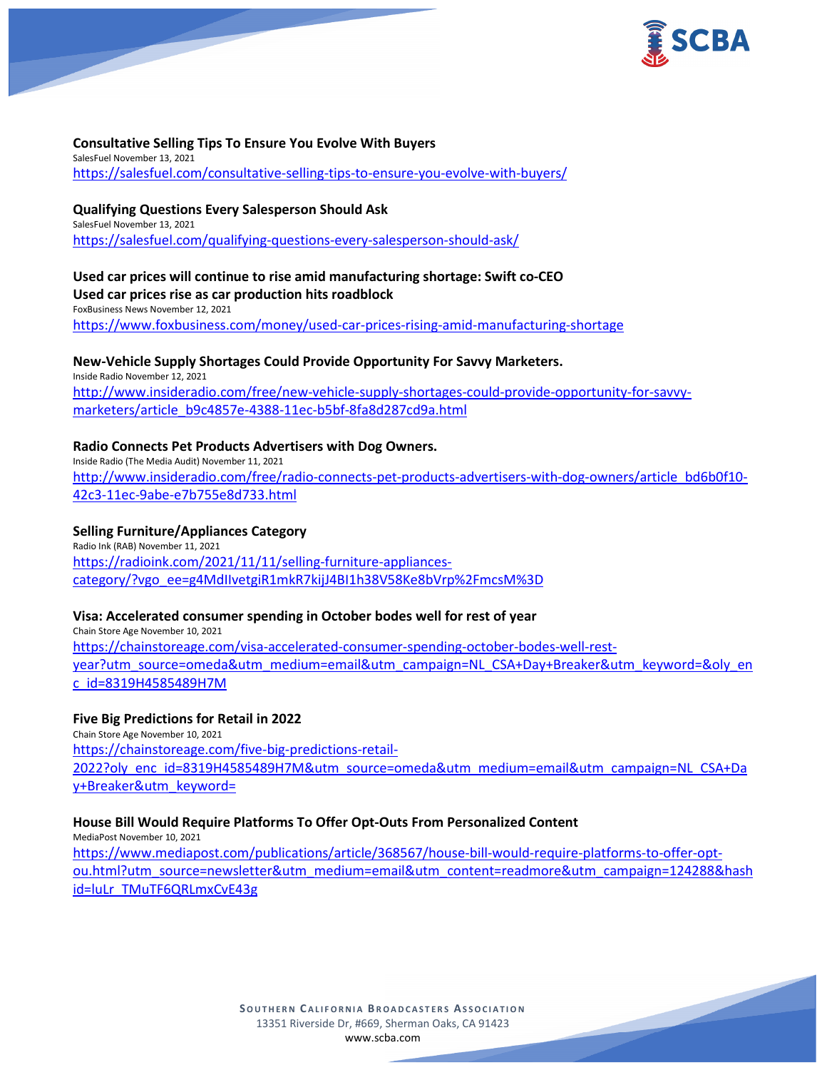**Consultative Selling Tips To Ensure You Evolve With Buyers**
SalesFuel November 13, 2021
https://salesfuel.com/consultative-selling-tips-to-ensure-you-evolve-with-buyers/

**Qualifying Questions Every Salesperson Should Ask**
SalesFuel November 13, 2021
https://salesfuel.com/qualifying-questions-every-salesperson-should-ask/

**Used car prices will continue to rise amid manufacturing shortage: Swift co-CEO**
**Used car prices rise as car production hits roadblock**
FoxBusiness News November 12, 2021
https://www.foxbusiness.com/money/used-car-prices-rising-amid-manufacturing-shortage

**New-Vehicle Supply Shortages Could Provide Opportunity For Savvy Marketers.**
Inside Radio November 12, 2021
http://www.insideradio.com/free/new-vehicle-supply-shortages-could-provide-opportunity-for-savvy-marketers/article_b9c4857e-4388-11ec-b5bf-8fa8d287cd9a.html

**Radio Connects Pet Products Advertisers with Dog Owners.**
Inside Radio (The Media Audit) November 11, 2021
http://www.insideradio.com/free/radio-connects-pet-products-advertisers-with-dog-owners/article_bd6b0f10-42c3-11ec-9abe-e7b755e8d733.html

**Selling Furniture/Appliances Category**
Radio Ink (RAB) November 11, 2021
https://radioink.com/2021/11/11/selling-furniture-appliances-category/?vgo_ee=g4MdIIvetgiR1mkR7kijJ4BI1h38V58Ke8bVrp%2FmcsM%3D

**Visa: Accelerated consumer spending in October bodes well for rest of year**
Chain Store Age November 10, 2021
https://chainstoreage.com/visa-accelerated-consumer-spending-october-bodes-well-rest-year?utm_source=omeda&utm_medium=email&utm_campaign=NL_CSA+Day+Breaker&utm_keyword=&oly_enc_id=8319H4585489H7M

**Five Big Predictions for Retail in 2022**
Chain Store Age November 10, 2021
https://chainstoreage.com/five-big-predictions-retail-2022?oly_enc_id=8319H4585489H7M&utm_source=omeda&utm_medium=email&utm_campaign=NL_CSA+Day+Breaker&utm_keyword=

**House Bill Would Require Platforms To Offer Opt-Outs From Personalized Content**
MediaPost November 10, 2021
https://www.mediapost.com/publications/article/368567/house-bill-would-require-platforms-to-offer-opt-ou.html?utm_source=newsletter&utm_medium=email&utm_content=readmore&utm_campaign=124288&hashid=luLr_TMuTF6QRLmxCvE43g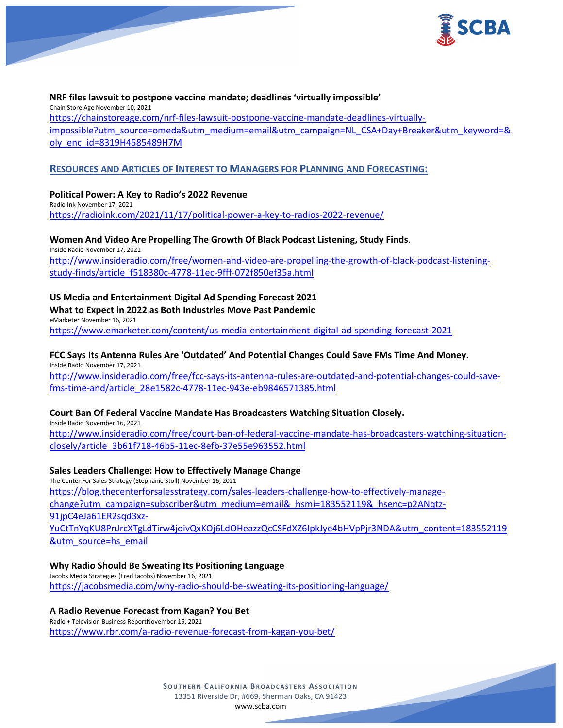**NRF files lawsuit to postpone vaccine mandate; deadlines 'virtually impossible'**
Chain Store Age November 10, 2021
https://chainstoreage.com/nrf-files-lawsuit-postpone-vaccine-mandate-deadlines-virtually-impossible?utm_source=omeda&utm_medium=email&utm_campaign=NL_CSA+Day+Breaker&utm_keyword=&oly_enc_id=8319H4585489H7M

## RESOURCES AND ARTICLES OF INTEREST TO MANAGERS FOR PLANNING AND FORECASTING:

**Political Power: A Key to Radio's 2022 Revenue**
Radio Ink November 17, 2021
https://radioink.com/2021/11/17/political-power-a-key-to-radios-2022-revenue/

**Women And Video Are Propelling The Growth Of Black Podcast Listening, Study Finds**.
Inside Radio November 17, 2021
http://www.insideradio.com/free/women-and-video-are-propelling-the-growth-of-black-podcast-listening-study-finds/article_f518380c-4778-11ec-9fff-072f850ef35a.html

**US Media and Entertainment Digital Ad Spending Forecast 2021**
**What to Expect in 2022 as Both Industries Move Past Pandemic**
eMarketer November 16, 2021
https://www.emarketer.com/content/us-media-entertainment-digital-ad-spending-forecast-2021

**FCC Says Its Antenna Rules Are 'Outdated' And Potential Changes Could Save FMs Time And Money.**
Inside Radio November 17, 2021
http://www.insideradio.com/free/fcc-says-its-antenna-rules-are-outdated-and-potential-changes-could-save-fms-time-and/article_28e1582c-4778-11ec-943e-eb9846571385.html

**Court Ban Of Federal Vaccine Mandate Has Broadcasters Watching Situation Closely.**
Inside Radio November 16, 2021
http://www.insideradio.com/free/court-ban-of-federal-vaccine-mandate-has-broadcasters-watching-situation-closely/article_3b61f718-46b5-11ec-8efb-37e55e963552.html

**Sales Leaders Challenge: How to Effectively Manage Change**
The Center For Sales Strategy (Stephanie Stoll) November 16, 2021
https://blog.thecenterforsalesstrategy.com/sales-leaders-challenge-how-to-effectively-manage-change?utm_campaign=subscriber&utm_medium=email&_hsmi=183552119&_hsenc=p2ANqtz-91jpC4eJa61ER2sqd3xz-YuCtTnYqKU8PnJrcXTgLdTirw4joivQxKOj6LdOHeazzQcCSFdXZ6IpkJye4bHVpPjr3NDA&utm_content=183552119&utm_source=hs_email

**Why Radio Should Be Sweating Its Positioning Language**
Jacobs Media Strategies (Fred Jacobs) November 16, 2021
https://jacobsmedia.com/why-radio-should-be-sweating-its-positioning-language/

**A Radio Revenue Forecast from Kagan? You Bet**
Radio + Television Business ReportNovember 15, 2021
https://www.rbr.com/a-radio-revenue-forecast-from-kagan-you-bet/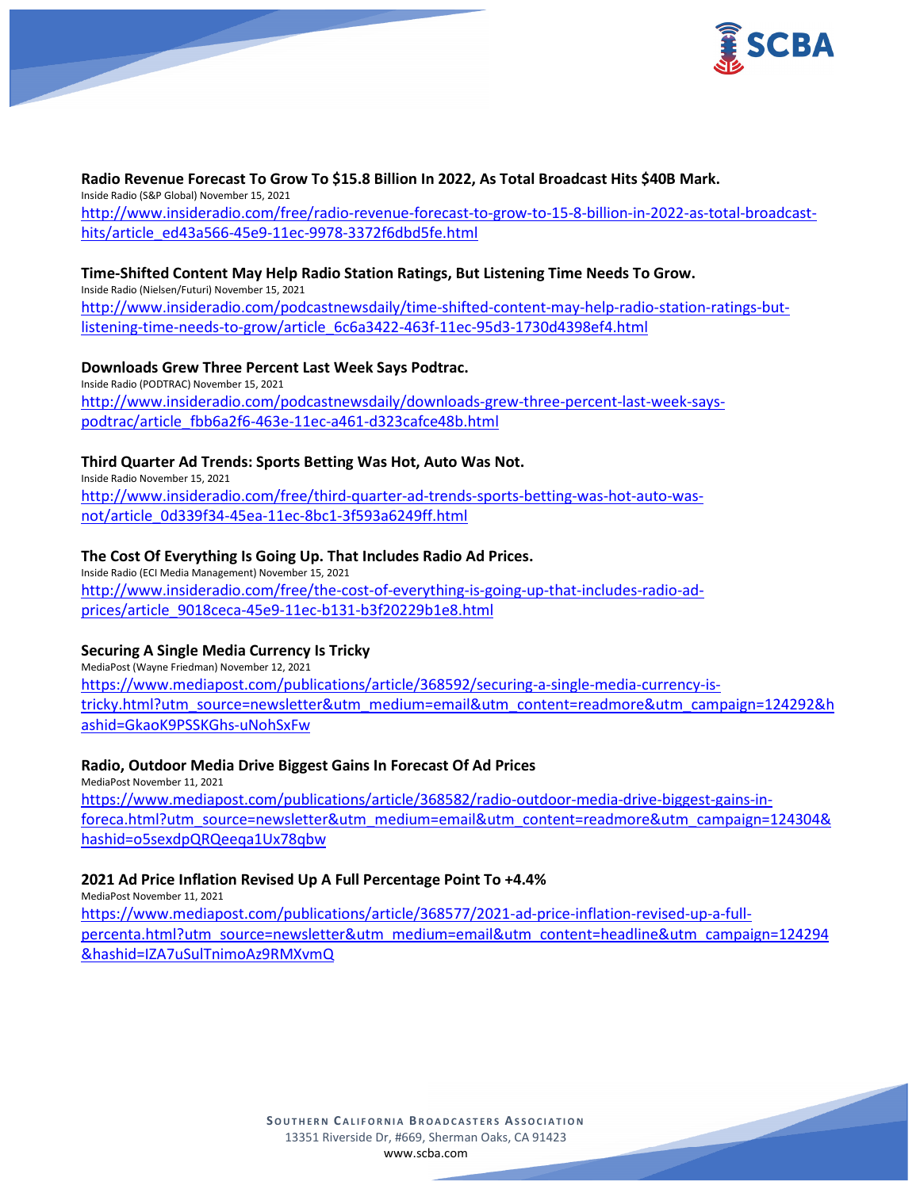**Radio Revenue Forecast To Grow To $15.8 Billion In 2022, As Total Broadcast Hits $40B Mark.**
Inside Radio (S&P Global) November 15, 2021
http://www.insideradio.com/free/radio-revenue-forecast-to-grow-to-15-8-billion-in-2022-as-total-broadcast-hits/article_ed43a566-45e9-11ec-9978-3372f6dbd5fe.html

**Time-Shifted Content May Help Radio Station Ratings, But Listening Time Needs To Grow.**
Inside Radio (Nielsen/Futuri) November 15, 2021
http://www.insideradio.com/podcastnewsdaily/time-shifted-content-may-help-radio-station-ratings-but-listening-time-needs-to-grow/article_6c6a3422-463f-11ec-95d3-1730d4398ef4.html

**Downloads Grew Three Percent Last Week Says Podtrac.**
Inside Radio (PODTRAC) November 15, 2021
http://www.insideradio.com/podcastnewsdaily/downloads-grew-three-percent-last-week-says-podtrac/article_fbb6a2f6-463e-11ec-a461-d323cafce48b.html

**Third Quarter Ad Trends: Sports Betting Was Hot, Auto Was Not.**
Inside Radio November 15, 2021
http://www.insideradio.com/free/third-quarter-ad-trends-sports-betting-was-hot-auto-was-not/article_0d339f34-45ea-11ec-8bc1-3f593a6249ff.html

**The Cost Of Everything Is Going Up. That Includes Radio Ad Prices.**
Inside Radio (ECI Media Management) November 15, 2021
http://www.insideradio.com/free/the-cost-of-everything-is-going-up-that-includes-radio-ad-prices/article_9018ceca-45e9-11ec-b131-b3f20229b1e8.html

**Securing A Single Media Currency Is Tricky**
MediaPost (Wayne Friedman) November 12, 2021
https://www.mediapost.com/publications/article/368592/securing-a-single-media-currency-is-tricky.html?utm_source=newsletter&utm_medium=email&utm_content=readmore&utm_campaign=124292&hashid=GkaoK9PSSKGhs-uNohSxFw

**Radio, Outdoor Media Drive Biggest Gains In Forecast Of Ad Prices**
MediaPost November 11, 2021
https://www.mediapost.com/publications/article/368582/radio-outdoor-media-drive-biggest-gains-in-foreca.html?utm_source=newsletter&utm_medium=email&utm_content=readmore&utm_campaign=124304&hashid=o5sexdpQRQeeqa1Ux78qbw

**2021 Ad Price Inflation Revised Up A Full Percentage Point To +4.4%**
MediaPost November 11, 2021
https://www.mediapost.com/publications/article/368577/2021-ad-price-inflation-revised-up-a-full-percenta.html?utm_source=newsletter&utm_medium=email&utm_content=headline&utm_campaign=124294&hashid=IZA7uSulTnimoAz9RMXvmQ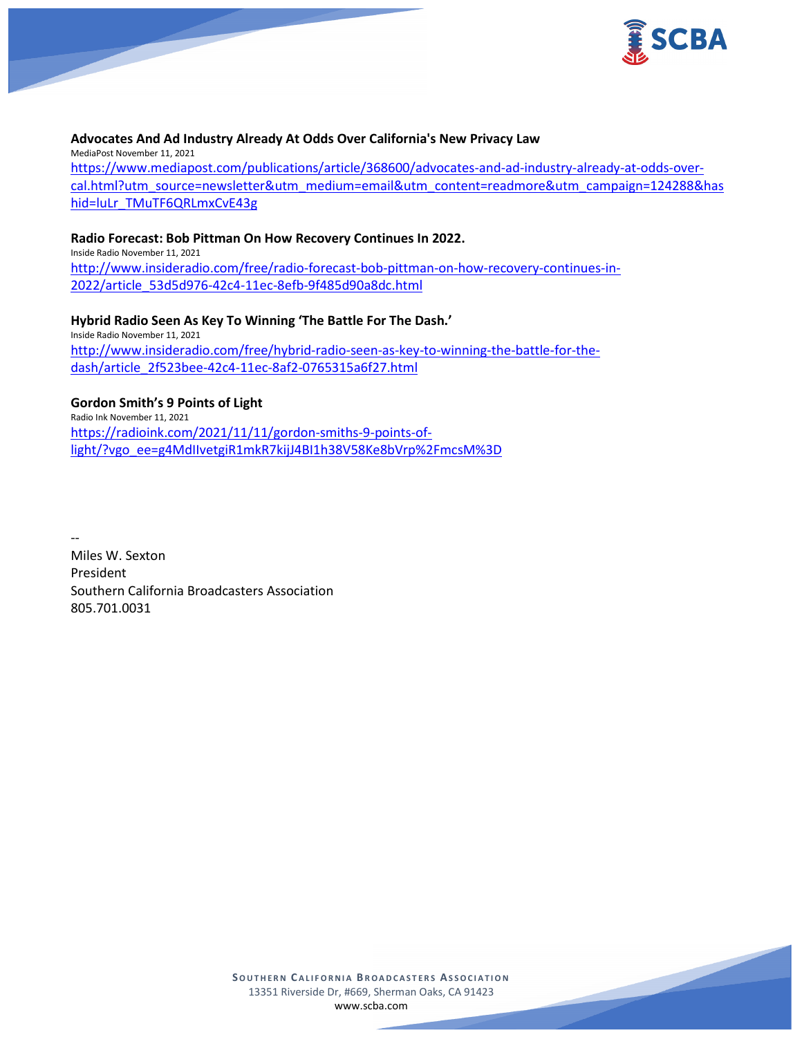**Advocates And Ad Industry Already At Odds Over California's New Privacy Law**
MediaPost November 11, 2021
https://www.mediapost.com/publications/article/368600/advocates-and-ad-industry-already-at-odds-over-cal.html?utm_source=newsletter&utm_medium=email&utm_content=readmore&utm_campaign=124288&hashid=luLr_TMuTF6QRLmxCvE43g

**Radio Forecast: Bob Pittman On How Recovery Continues In 2022.**
Inside Radio November 11, 2021
http://www.insideradio.com/free/radio-forecast-bob-pittman-on-how-recovery-continues-in-2022/article_53d5d976-42c4-11ec-8efb-9f485d90a8dc.html

**Hybrid Radio Seen As Key To Winning 'The Battle For The Dash.'**
Inside Radio November 11, 2021
http://www.insideradio.com/free/hybrid-radio-seen-as-key-to-winning-the-battle-for-the-dash/article_2f523bee-42c4-11ec-8af2-0765315a6f27.html

**Gordon Smith's 9 Points of Light**
Radio Ink November 11, 2021
https://radioink.com/2021/11/11/gordon-smiths-9-points-of-light/?vgo_ee=g4MdIIvetgiR1mkR7kijJ4BI1h38V58Ke8bVrp%2FmcsM%3D

--
Miles W. Sexton
President
Southern California Broadcasters Association
805.701.0031